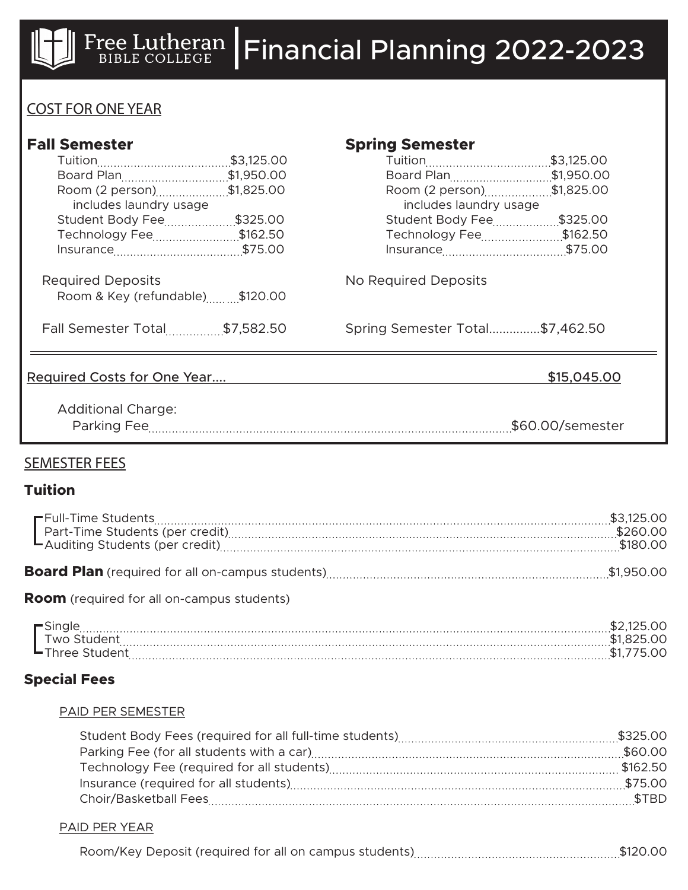# Free Lutheran Bible College | Financial Planning 2022-2023

## COST FOR ONE YEAR

### Fall Semester

| Item | Amount |
|---|---|
| Tuition | $3,125.00 |
| Board Plan | $1,950.00 |
| Room (2 person) includes laundry usage | $1,825.00 |
| Student Body Fee | $325.00 |
| Technology Fee | $162.50 |
| Insurance | $75.00 |

Required Deposits

| Item | Amount |
|---|---|
| Room & Key (refundable) | $120.00 |

Fall Semester Total $7,582.50

### Spring Semester

| Item | Amount |
|---|---|
| Tuition | $3,125.00 |
| Board Plan | $1,950.00 |
| Room (2 person) includes laundry usage | $1,825.00 |
| Student Body Fee | $325.00 |
| Technology Fee | $162.50 |
| Insurance | $75.00 |

No Required Deposits

Spring Semester Total $7,462.50

---

Required Costs for One Year.... **$15,045.00**

Additional Charge:

Parking Fee $60.00/semester

## SEMESTER FEES

### Tuition

| Item | Amount |
|---|---|
| Full-Time Students | $3,125.00 |
| Part-Time Students (per credit) | $260.00 |
| Auditing Students (per credit) | $180.00 |

**Board Plan** (required for all on-campus students) $1,950.00

**Room** (required for all on-campus students)

| Item | Amount |
|---|---|
| Single | $2,125.00 |
| Two Student | $1,825.00 |
| Three Student | $1,775.00 |

### Special Fees

PAID PER SEMESTER

| Item | Amount |
|---|---|
| Student Body Fees (required for all full-time students) | $325.00 |
| Parking Fee (for all students with a car) | $60.00 |
| Technology Fee (required for all students) | $162.50 |
| Insurance (required for all students) | $75.00 |
| Choir/Basketball Fees | $TBD |

PAID PER YEAR

| Item | Amount |
|---|---|
| Room/Key Deposit (required for all on campus students) | $120.00 |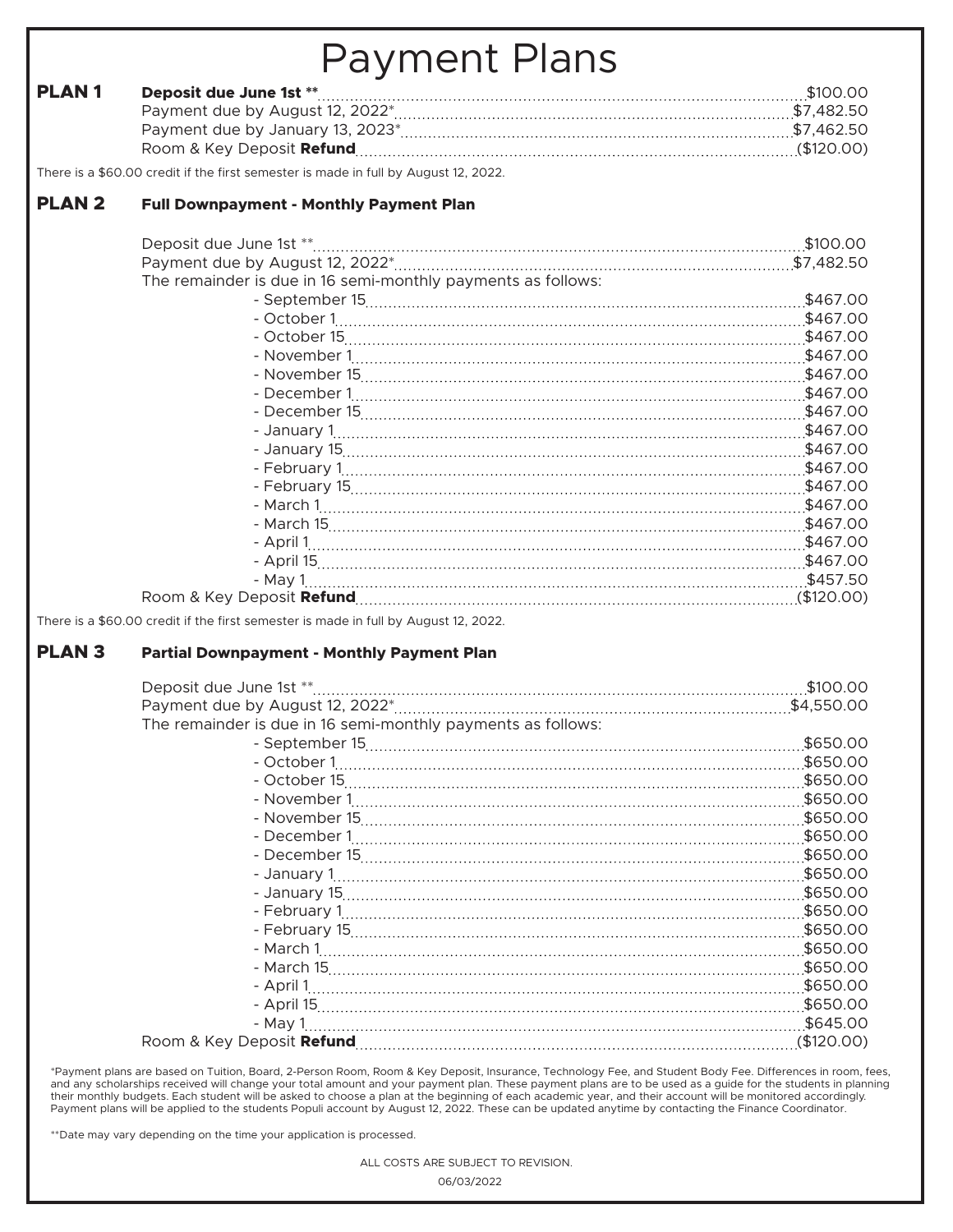# Payment Plans

## PLAN 1

| | |
|---|---|
| **Deposit due June 1st** ** | $100.00 |
| Payment due by August 12, 2022* | $7,482.50 |
| Payment due by January 13, 2023* | $7,462.50 |
| Room & Key Deposit **Refund** | ($120.00) |

There is a $60.00 credit if the first semester is made in full by August 12, 2022.

## PLAN 2 Full Downpayment - Monthly Payment Plan

| | |
|---|---|
| Deposit due June 1st ** | $100.00 |
| Payment due by August 12, 2022* | $7,482.50 |
| The remainder is due in 16 semi-monthly payments as follows: | |
| - September 15 | $467.00 |
| - October 1 | $467.00 |
| - October 15 | $467.00 |
| - November 1 | $467.00 |
| - November 15 | $467.00 |
| - December 1 | $467.00 |
| - December 15 | $467.00 |
| - January 1 | $467.00 |
| - January 15 | $467.00 |
| - February 1 | $467.00 |
| - February 15 | $467.00 |
| - March 1 | $467.00 |
| - March 15 | $467.00 |
| - April 1 | $467.00 |
| - April 15 | $467.00 |
| - May 1 | $457.50 |
| Room & Key Deposit **Refund** | ($120.00) |

There is a $60.00 credit if the first semester is made in full by August 12, 2022.

## PLAN 3 Partial Downpayment - Monthly Payment Plan

| | |
|---|---|
| Deposit due June 1st ** | $100.00 |
| Payment due by August 12, 2022* | $4,550.00 |
| The remainder is due in 16 semi-monthly payments as follows: | |
| - September 15 | $650.00 |
| - October 1 | $650.00 |
| - October 15 | $650.00 |
| - November 1 | $650.00 |
| - November 15 | $650.00 |
| - December 1 | $650.00 |
| - December 15 | $650.00 |
| - January 1 | $650.00 |
| - January 15 | $650.00 |
| - February 1 | $650.00 |
| - February 15 | $650.00 |
| - March 1 | $650.00 |
| - March 15 | $650.00 |
| - April 1 | $650.00 |
| - April 15 | $650.00 |
| - May 1 | $645.00 |
| Room & Key Deposit **Refund** | ($120.00) |

*Payment plans are based on Tuition, Board, 2-Person Room, Room & Key Deposit, Insurance, Technology Fee, and Student Body Fee. Differences in room, fees, and any scholarships received will change your total amount and your payment plan. These payment plans are to be used as a guide for the students in planning their monthly budgets. Each student will be asked to choose a plan at the beginning of each academic year, and their account will be monitored accordingly. Payment plans will be applied to the students Populi account by August 12, 2022. These can be updated anytime by contacting the Finance Coordinator.

**Date may vary depending on the time your application is processed.

ALL COSTS ARE SUBJECT TO REVISION.

06/03/2022